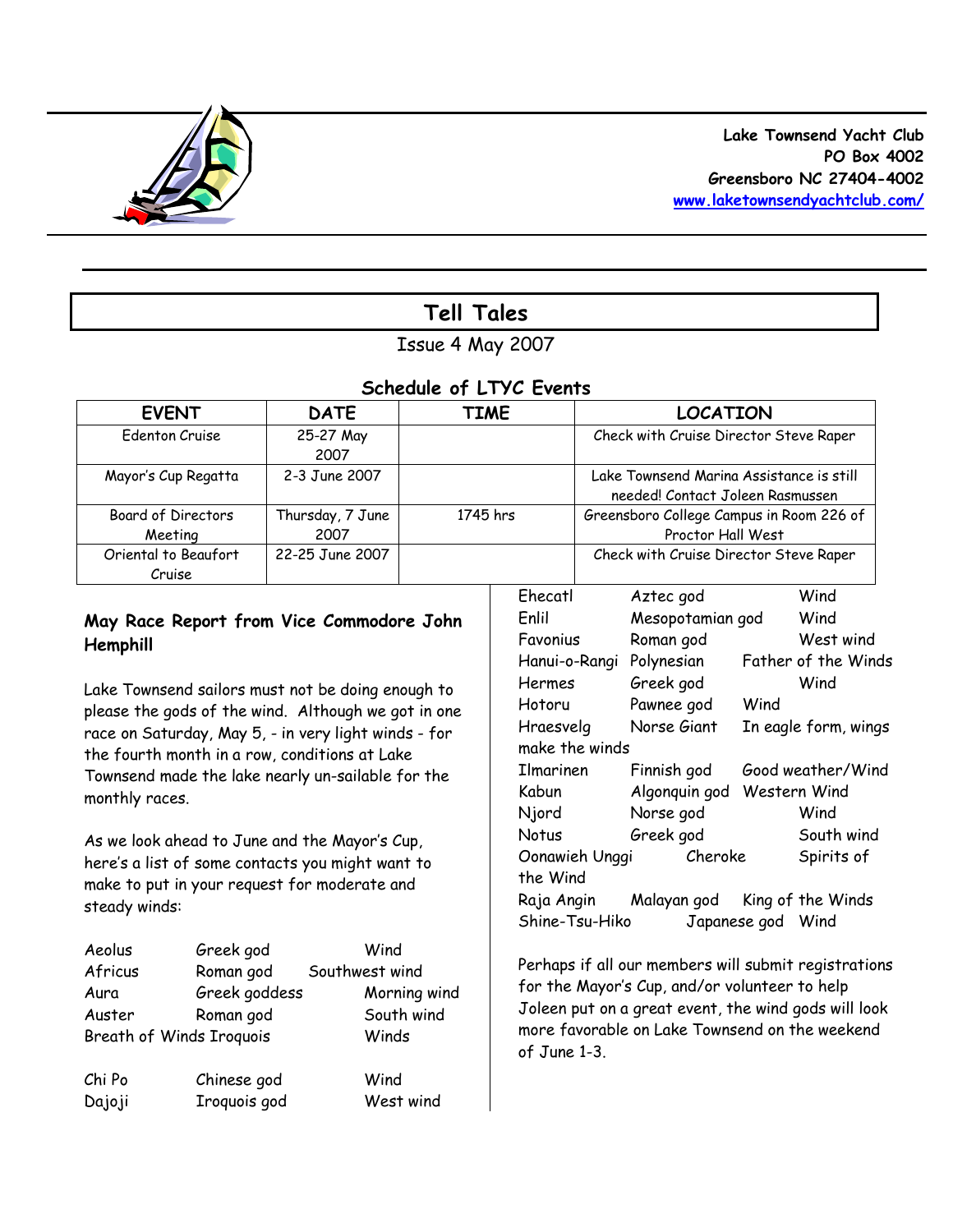**Lake Townsend Yacht Club**
**PO Box 4002**
**Greensboro NC 27404-4002**
**www.laketownsendyachtclub.com/**

# Tell Tales

Issue 4 May 2007

## Schedule of LTYC Events

| EVENT | DATE | TIME | LOCATION |
|---|---|---|---|
| Edenton Cruise | 25-27 May 2007 | | Check with Cruise Director Steve Raper |
| Mayor's Cup Regatta | 2-3 June 2007 | | Lake Townsend Marina Assistance is still needed! Contact Joleen Rasmussen |
| Board of Directors Meeting | Thursday, 7 June 2007 | 1745 hrs | Greensboro College Campus in Room 226 of Proctor Hall West |
| Oriental to Beaufort Cruise | 22-25 June 2007 | | Check with Cruise Director Steve Raper |

### May Race Report from Vice Commodore John Hemphill

Lake Townsend sailors must not be doing enough to please the gods of the wind. Although we got in one race on Saturday, May 5, - in very light winds - for the fourth month in a row, conditions at Lake Townsend made the lake nearly un-sailable for the monthly races.

As we look ahead to June and the Mayor's Cup, here's a list of some contacts you might want to make to put in your request for moderate and steady winds:

| | | |
|---|---|---|
| Aeolus | Greek god | Wind |
| Africus | Roman god | Southwest wind |
| Aura | Greek goddess | Morning wind |
| Auster | Roman god | South wind |
| Breath of Winds | Iroquois | Winds |
| Chi Po | Chinese god | Wind |
| Dajoji | Iroquois god | West wind |
| Ehecatl | Aztec god | Wind |
| Enlil | Mesopotamian god | Wind |
| Favonius | Roman god | West wind |
| Hanui-o-Rangi | Polynesian | Father of the Winds |
| Hermes | Greek god | Wind |
| Hotoru | Pawnee god | Wind |
| Hraesvelg | Norse Giant | In eagle form, wings make the winds |
| Ilmarinen | Finnish god | Good weather/Wind |
| Kabun | Algonquin god | Western Wind |
| Njord | Norse god | Wind |
| Notus | Greek god | South wind |
| Oonawieh Unggi | Cheroke | Spirits of the Wind |
| Raja Angin | Malayan god | King of the Winds |
| Shine-Tsu-Hiko | Japanese god | Wind |

Perhaps if all our members will submit registrations for the Mayor's Cup, and/or volunteer to help Joleen put on a great event, the wind gods will look more favorable on Lake Townsend on the weekend of June 1-3.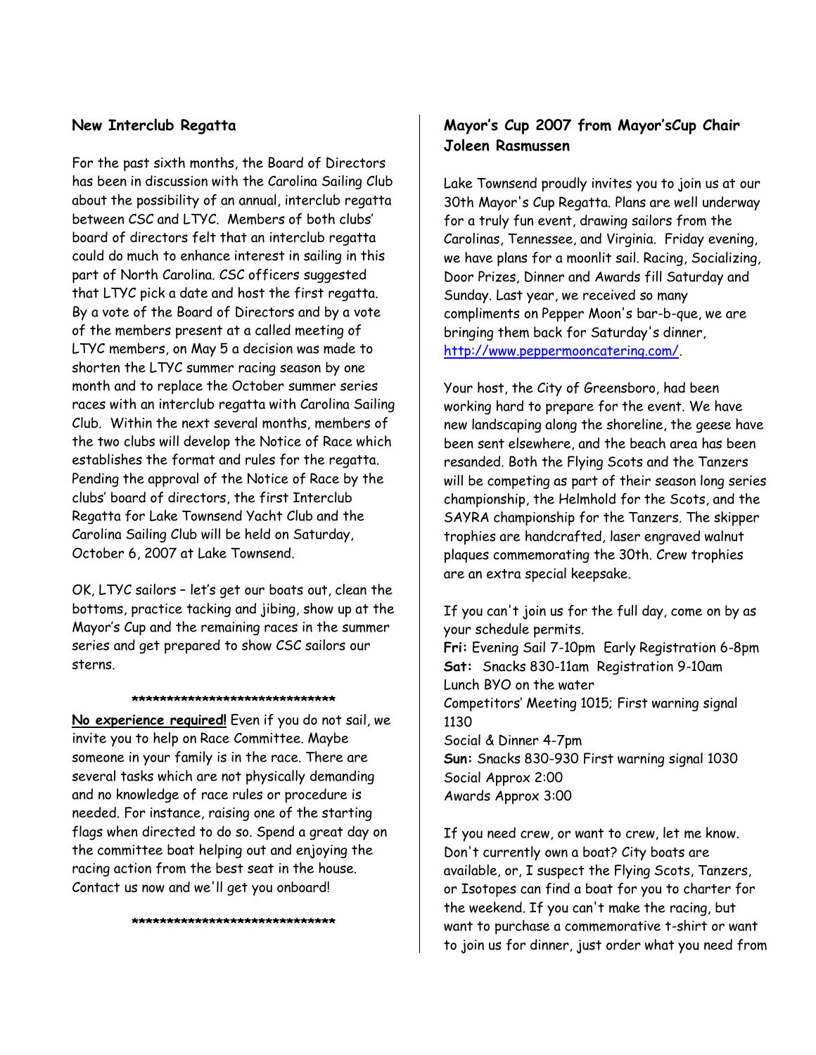## New Interclub Regatta

For the past sixth months, the Board of Directors has been in discussion with the Carolina Sailing Club about the possibility of an annual, interclub regatta between CSC and LTYC. Members of both clubs' board of directors felt that an interclub regatta could do much to enhance interest in sailing in this part of North Carolina. CSC officers suggested that LTYC pick a date and host the first regatta. By a vote of the Board of Directors and by a vote of the members present at a called meeting of LTYC members, on May 5 a decision was made to shorten the LTYC summer racing season by one month and to replace the October summer series races with an interclub regatta with Carolina Sailing Club. Within the next several months, members of the two clubs will develop the Notice of Race which establishes the format and rules for the regatta. Pending the approval of the Notice of Race by the clubs' board of directors, the first Interclub Regatta for Lake Townsend Yacht Club and the Carolina Sailing Club will be held on Saturday, October 6, 2007 at Lake Townsend.

OK, LTYC sailors – let's get our boats out, clean the bottoms, practice tacking and jibing, show up at the Mayor's Cup and the remaining races in the summer series and get prepared to show CSC sailors our sterns.

******************************

**No experience required!** Even if you do not sail, we invite you to help on Race Committee. Maybe someone in your family is in the race. There are several tasks which are not physically demanding and no knowledge of race rules or procedure is needed. For instance, raising one of the starting flags when directed to do so. Spend a great day on the committee boat helping out and enjoying the racing action from the best seat in the house. Contact us now and we'll get you onboard!

******************************

## Mayor's Cup 2007 from Mayor'sCup Chair Joleen Rasmussen

Lake Townsend proudly invites you to join us at our 30th Mayor's Cup Regatta. Plans are well underway for a truly fun event, drawing sailors from the Carolinas, Tennessee, and Virginia. Friday evening, we have plans for a moonlit sail. Racing, Socializing, Door Prizes, Dinner and Awards fill Saturday and Sunday. Last year, we received so many compliments on Pepper Moon's bar-b-que, we are bringing them back for Saturday's dinner, http://www.peppermooncatering.com/.

Your host, the City of Greensboro, had been working hard to prepare for the event. We have new landscaping along the shoreline, the geese have been sent elsewhere, and the beach area has been resanded. Both the Flying Scots and the Tanzers will be competing as part of their season long series championship, the Helmhold for the Scots, and the SAYRA championship for the Tanzers. The skipper trophies are handcrafted, laser engraved walnut plaques commemorating the 30th. Crew trophies are an extra special keepsake.

If you can't join us for the full day, come on by as your schedule permits.

**Fri:** Evening Sail 7-10pm Early Registration 6-8pm
**Sat:** Snacks 830-11am Registration 9-10am
Lunch BYO on the water
Competitors' Meeting 1015; First warning signal 1130
Social & Dinner 4-7pm
**Sun:** Snacks 830-930 First warning signal 1030
Social Approx 2:00
Awards Approx 3:00

If you need crew, or want to crew, let me know. Don't currently own a boat? City boats are available, or, I suspect the Flying Scots, Tanzers, or Isotopes can find a boat for you to charter for the weekend. If you can't make the racing, but want to purchase a commemorative t-shirt or want to join us for dinner, just order what you need from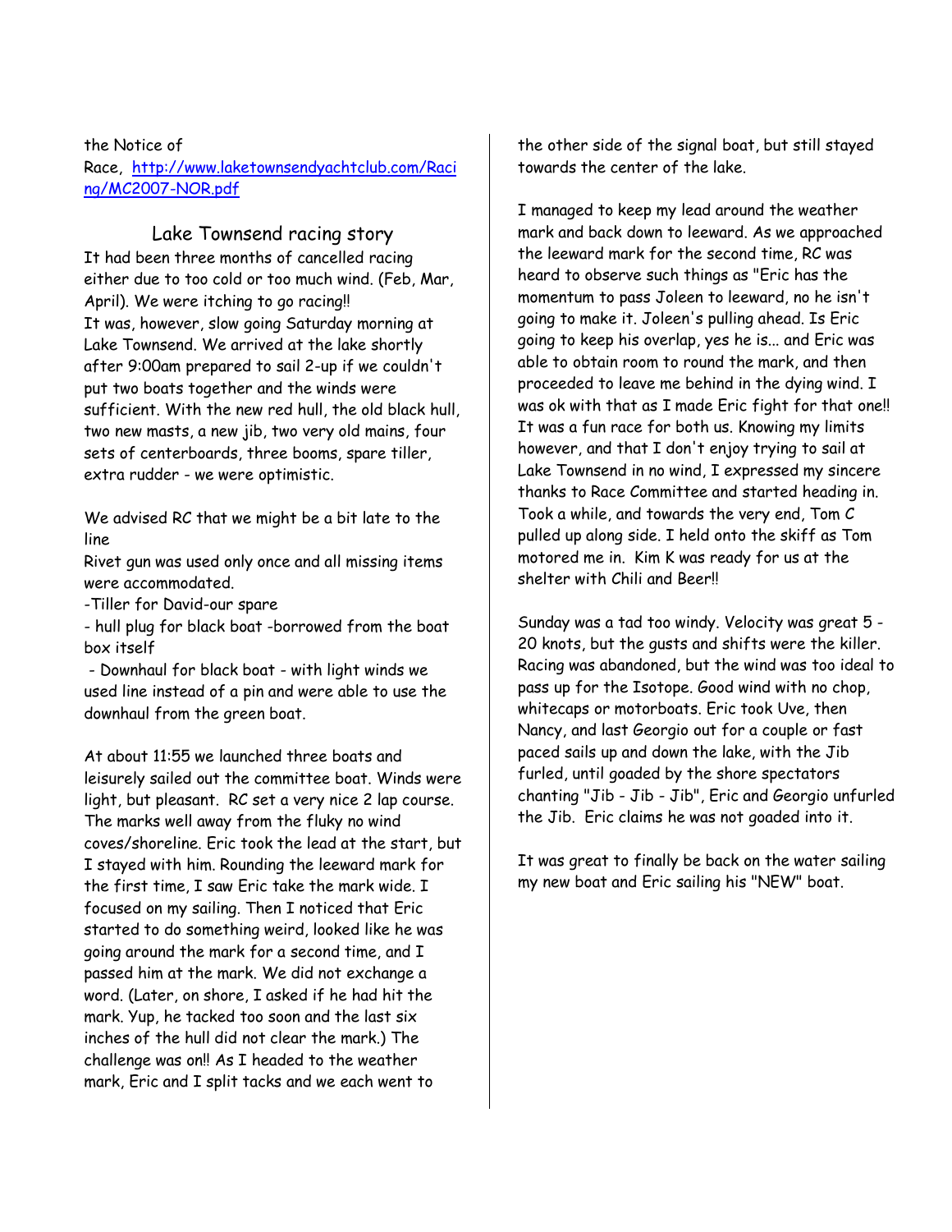the Notice of Race, [http://www.laketownsendyachtclub.com/Racing/MC2007-NOR.pdf](http://www.laketownsendyachtclub.com/Racing/MC2007-NOR.pdf)

## Lake Townsend racing story

It had been three months of cancelled racing either due to too cold or too much wind. (Feb, Mar, April). We were itching to go racing!!

It was, however, slow going Saturday morning at Lake Townsend. We arrived at the lake shortly after 9:00am prepared to sail 2-up if we couldn't put two boats together and the winds were sufficient. With the new red hull, the old black hull, two new masts, a new jib, two very old mains, four sets of centerboards, three booms, spare tiller, extra rudder - we were optimistic.

We advised RC that we might be a bit late to the line

Rivet gun was used only once and all missing items were accommodated.

- Tiller for David-our spare
- hull plug for black boat -borrowed from the boat box itself
- Downhaul for black boat - with light winds we used line instead of a pin and were able to use the downhaul from the green boat.

At about 11:55 we launched three boats and leisurely sailed out the committee boat. Winds were light, but pleasant. RC set a very nice 2 lap course. The marks well away from the fluky no wind coves/shoreline. Eric took the lead at the start, but I stayed with him. Rounding the leeward mark for the first time, I saw Eric take the mark wide. I focused on my sailing. Then I noticed that Eric started to do something weird, looked like he was going around the mark for a second time, and I passed him at the mark. We did not exchange a word. (Later, on shore, I asked if he had hit the mark. Yup, he tacked too soon and the last six inches of the hull did not clear the mark.) The challenge was on!! As I headed to the weather mark, Eric and I split tacks and we each went to the other side of the signal boat, but still stayed towards the center of the lake.

I managed to keep my lead around the weather mark and back down to leeward. As we approached the leeward mark for the second time, RC was heard to observe such things as "Eric has the momentum to pass Joleen to leeward, no he isn't going to make it. Joleen's pulling ahead. Is Eric going to keep his overlap, yes he is... and Eric was able to obtain room to round the mark, and then proceeded to leave me behind in the dying wind. I was ok with that as I made Eric fight for that one!! It was a fun race for both us. Knowing my limits however, and that I don't enjoy trying to sail at Lake Townsend in no wind, I expressed my sincere thanks to Race Committee and started heading in. Took a while, and towards the very end, Tom C pulled up along side. I held onto the skiff as Tom motored me in. Kim K was ready for us at the shelter with Chili and Beer!!

Sunday was a tad too windy. Velocity was great 5 - 20 knots, but the gusts and shifts were the killer. Racing was abandoned, but the wind was too ideal to pass up for the Isotope. Good wind with no chop, whitecaps or motorboats. Eric took Uve, then Nancy, and last Georgio out for a couple or fast paced sails up and down the lake, with the Jib furled, until goaded by the shore spectators chanting "Jib - Jib - Jib", Eric and Georgio unfurled the Jib. Eric claims he was not goaded into it.

It was great to finally be back on the water sailing my new boat and Eric sailing his "NEW" boat.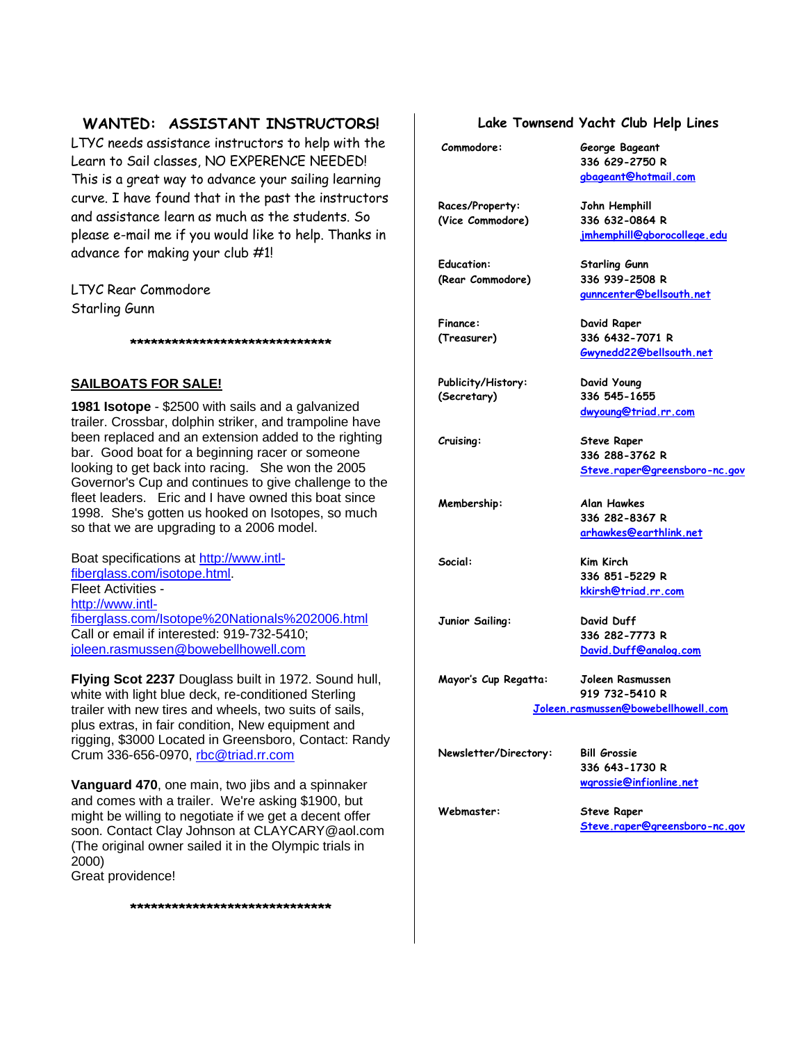## WANTED: ASSISTANT INSTRUCTORS!

LTYC needs assistance instructors to help with the Learn to Sail classes, NO EXPERENCE NEEDED! This is a great way to advance your sailing learning curve. I have found that in the past the instructors and assistance learn as much as the students. So please e-mail me if you would like to help. Thanks in advance for making your club #1!

LTYC Rear Commodore
Starling Gunn

*******************************

## SAILBOATS FOR SALE!

**1981 Isotope** - $2500 with sails and a galvanized trailer. Crossbar, dolphin striker, and trampoline have been replaced and an extension added to the righting bar. Good boat for a beginning racer or someone looking to get back into racing. She won the 2005 Governor's Cup and continues to give challenge to the fleet leaders. Eric and I have owned this boat since 1998. She's gotten us hooked on Isotopes, so much so that we are upgrading to a 2006 model.

Boat specifications at http://www.intl-fiberglass.com/isotope.html.
Fleet Activities - http://www.intl-fiberglass.com/Isotope%20Nationals%202006.html
Call or email if interested: 919-732-5410; joleen.rasmussen@bowebellhowell.com

**Flying Scot 2237** Douglass built in 1972. Sound hull, white with light blue deck, re-conditioned Sterling trailer with new tires and wheels, two suits of sails, plus extras, in fair condition, New equipment and rigging, $3000 Located in Greensboro, Contact: Randy Crum 336-656-0970, rbc@triad.rr.com

**Vanguard 470**, one main, two jibs and a spinnaker and comes with a trailer. We're asking $1900, but might be willing to negotiate if we get a decent offer soon. Contact Clay Johnson at CLAYCARY@aol.com (The original owner sailed it in the Olympic trials in 2000)
Great providence!

*******************************

## Lake Townsend Yacht Club Help Lines

| Position | Contact |
|---|---|
| Commodore: | George Bageant<br>336 629-2750 R<br>gbageant@hotmail.com |
| Races/Property: (Vice Commodore) | John Hemphill<br>336 632-0864 R<br>jmhemphill@gborocollege.edu |
| Education: (Rear Commodore) | Starling Gunn<br>336 939-2508 R<br>gunncenter@bellsouth.net |
| Finance: (Treasurer) | David Raper<br>336 6432-7071 R<br>Gwynedd22@bellsouth.net |
| Publicity/History: (Secretary) | David Young<br>336 545-1655<br>dwyoung@triad.rr.com |
| Cruising: | Steve Raper<br>336 288-3762 R<br>Steve.raper@greensboro-nc.gov |
| Membership: | Alan Hawkes<br>336 282-8367 R<br>arhawkes@earthlink.net |
| Social: | Kim Kirch<br>336 851-5229 R<br>kkirsh@triad.rr.com |
| Junior Sailing: | David Duff<br>336 282-7773 R<br>David.Duff@analog.com |
| Mayor's Cup Regatta: | Joleen Rasmussen<br>919 732-5410 R<br>Joleen.rasmussen@bowebellhowell.com |
| Newsletter/Directory: | Bill Grossie<br>336 643-1730 R<br>wgrossie@infionline.net |
| Webmaster: | Steve Raper<br>Steve.raper@greensboro-nc.gov |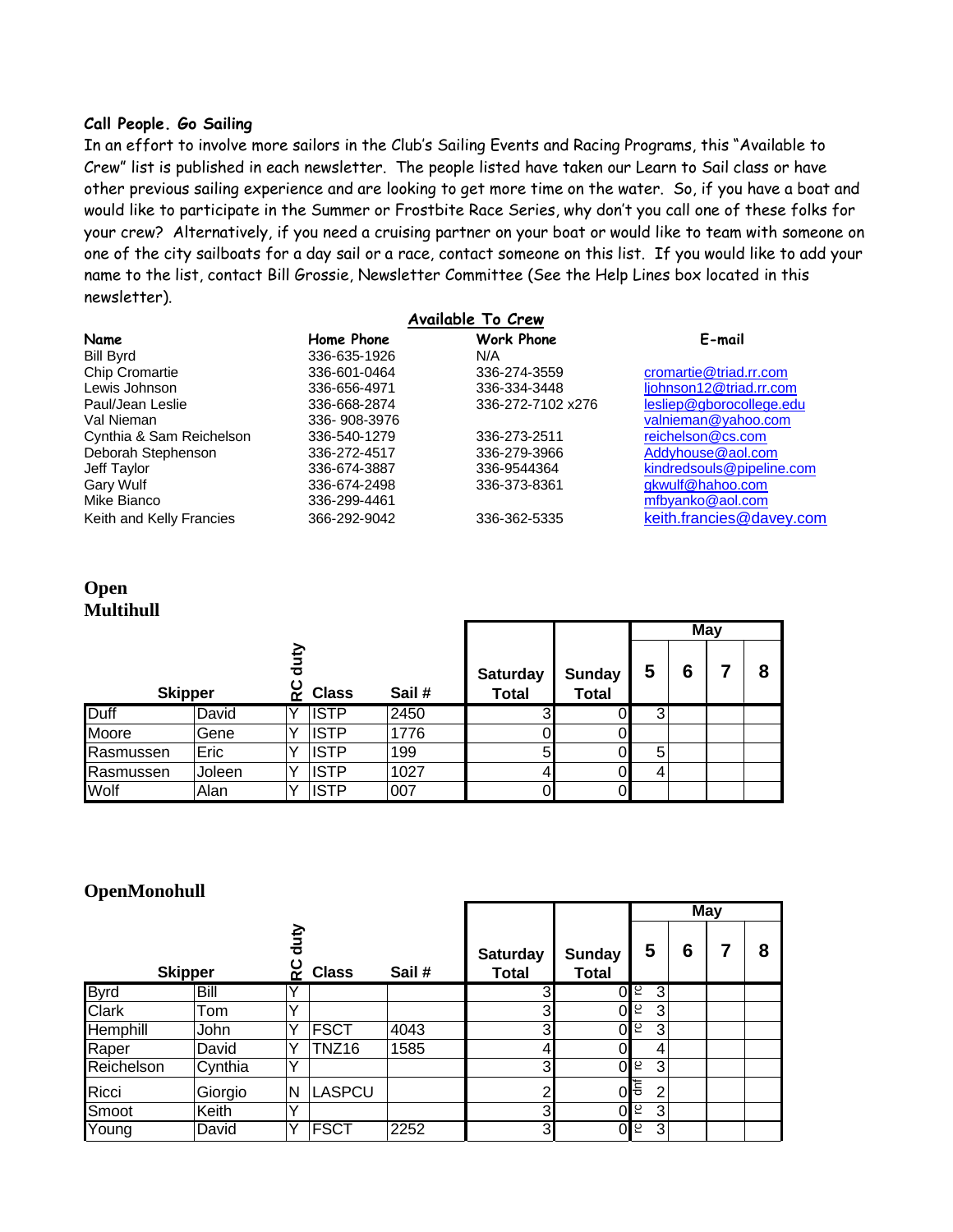**Call People. Go Sailing**

In an effort to involve more sailors in the Club's Sailing Events and Racing Programs, this "Available to Crew" list is published in each newsletter. The people listed have taken our Learn to Sail class or have other previous sailing experience and are looking to get more time on the water. So, if you have a boat and would like to participate in the Summer or Frostbite Race Series, why don't you call one of these folks for your crew? Alternatively, if you need a cruising partner on your boat or would like to team with someone on one of the city sailboats for a day sail or a race, contact someone on this list. If you would like to add your name to the list, contact Bill Grossie, Newsletter Committee (See the Help Lines box located in this newsletter).

**Available To Crew**

| Name | Home Phone | Work Phone | E-mail |
|---|---|---|---|
| Bill Byrd | 336-635-1926 | N/A | |
| Chip Cromartie | 336-601-0464 | 336-274-3559 | cromartie@triad.rr.com |
| Lewis Johnson | 336-656-4971 | 336-334-3448 | ljohnson12@triad.rr.com |
| Paul/Jean Leslie | 336-668-2874 | 336-272-7102 x276 | lesliep@gborocollege.edu |
| Val Nieman | 336- 908-3976 | | valnieman@yahoo.com |
| Cynthia & Sam Reichelson | 336-540-1279 | 336-273-2511 | reichelson@cs.com |
| Deborah Stephenson | 336-272-4517 | 336-279-3966 | Addyhouse@aol.com |
| Jeff Taylor | 336-674-3887 | 336-9544364 | kindredsouls@pipeline.com |
| Gary Wulf | 336-674-2498 | 336-373-8361 | gkwulf@hahoo.com |
| Mike Bianco | 336-299-4461 | | mfbyanko@aol.com |
| Keith and Kelly Francies | 366-292-9042 | 336-362-5335 | keith.francies@davey.com |

**Open Multihull**

| Skipper | | RC duty | Class | Sail # | Saturday Total | Sunday Total | May 5 | 6 | 7 | 8 |
|---|---|---|---|---|---|---|---|---|---|---|
| Duff | David | Y | ISTP | 2450 | 3 | 0 | 3 | | | |
| Moore | Gene | Y | ISTP | 1776 | 0 | 0 | | | | |
| Rasmussen | Eric | Y | ISTP | 199 | 5 | 0 | 5 | | | |
| Rasmussen | Joleen | Y | ISTP | 1027 | 4 | 0 | 4 | | | |
| Wolf | Alan | Y | ISTP | 007 | 0 | 0 | | | | |

**OpenMonohull**

| Skipper | | RC duty | Class | Sail # | Saturday Total | Sunday Total | May 5 | 6 | 7 | 8 |
|---|---|---|---|---|---|---|---|---|---|---|
| Byrd | Bill | Y | | | 3 | 0 | rc 3 | | | |
| Clark | Tom | Y | | | 3 | 0 | rc 3 | | | |
| Hemphill | John | Y | FSCT | 4043 | 3 | 0 | rc 3 | | | |
| Raper | David | Y | TNZ16 | 1585 | 4 | 0 | 4 | | | |
| Reichelson | Cynthia | Y | | | 3 | 0 | rc 3 | | | |
| Ricci | Giorgio | N | LASPCU | | 2 | 0 | dnf 2 | | | |
| Smoot | Keith | Y | | | 3 | 0 | rc 3 | | | |
| Young | David | Y | FSCT | 2252 | 3 | 0 | rc 3 | | | |